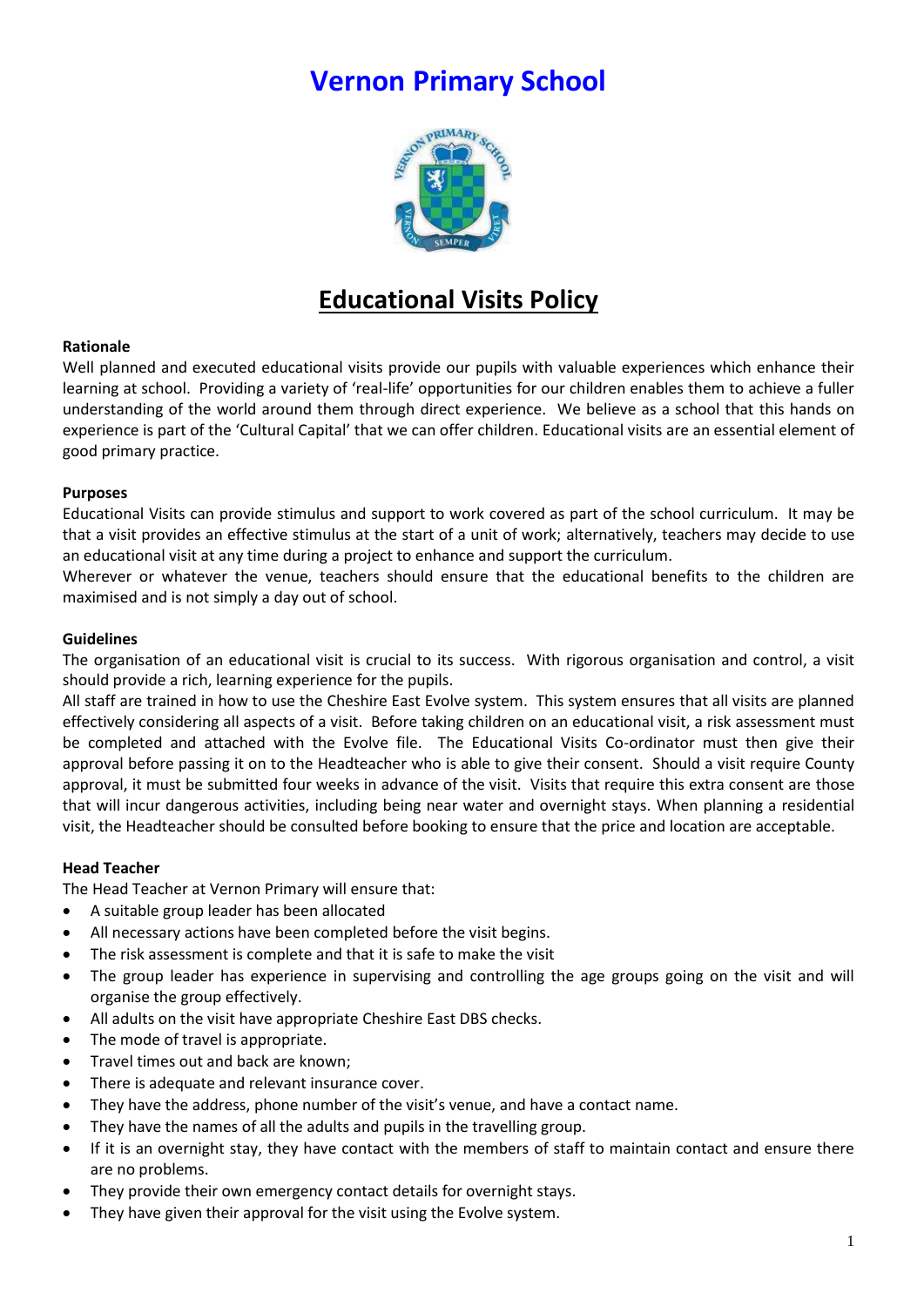# Vernon Primary School

## Educational Visits Policy

**Rationale**

Well planned and executed educational visits provide our pupils with valuable experiences which enhance their learning at school. Providing a variety of 'real-life' opportunities for our children enables them to achieve a fuller understanding of the world around them through direct experience. We believe as a school that this hands on experience is part of the 'Cultural Capital' that we can offer children. Educational visits are an essential element of good primary practice.

**Purposes**

Educational Visits can provide stimulus and support to work covered as part of the school curriculum. It may be that a visit provides an effective stimulus at the start of a unit of work; alternatively, teachers may decide to use an educational visit at any time during a project to enhance and support the curriculum.

Wherever or whatever the venue, teachers should ensure that the educational benefits to the children are maximised and is not simply a day out of school.

**Guidelines**

The organisation of an educational visit is crucial to its success. With rigorous organisation and control, a visit should provide a rich, learning experience for the pupils.

All staff are trained in how to use the Cheshire East Evolve system. This system ensures that all visits are planned effectively considering all aspects of a visit. Before taking children on an educational visit, a risk assessment must be completed and attached with the Evolve file. The Educational Visits Co-ordinator must then give their approval before passing it on to the Headteacher who is able to give their consent. Should a visit require County approval, it must be submitted four weeks in advance of the visit. Visits that require this extra consent are those that will incur dangerous activities, including being near water and overnight stays. When planning a residential visit, the Headteacher should be consulted before booking to ensure that the price and location are acceptable.

**Head Teacher**

The Head Teacher at Vernon Primary will ensure that:

- A suitable group leader has been allocated
- All necessary actions have been completed before the visit begins.
- The risk assessment is complete and that it is safe to make the visit
- The group leader has experience in supervising and controlling the age groups going on the visit and will organise the group effectively.
- All adults on the visit have appropriate Cheshire East DBS checks.
- The mode of travel is appropriate.
- Travel times out and back are known;
- There is adequate and relevant insurance cover.
- They have the address, phone number of the visit's venue, and have a contact name.
- They have the names of all the adults and pupils in the travelling group.
- If it is an overnight stay, they have contact with the members of staff to maintain contact and ensure there are no problems.
- They provide their own emergency contact details for overnight stays.
- They have given their approval for the visit using the Evolve system.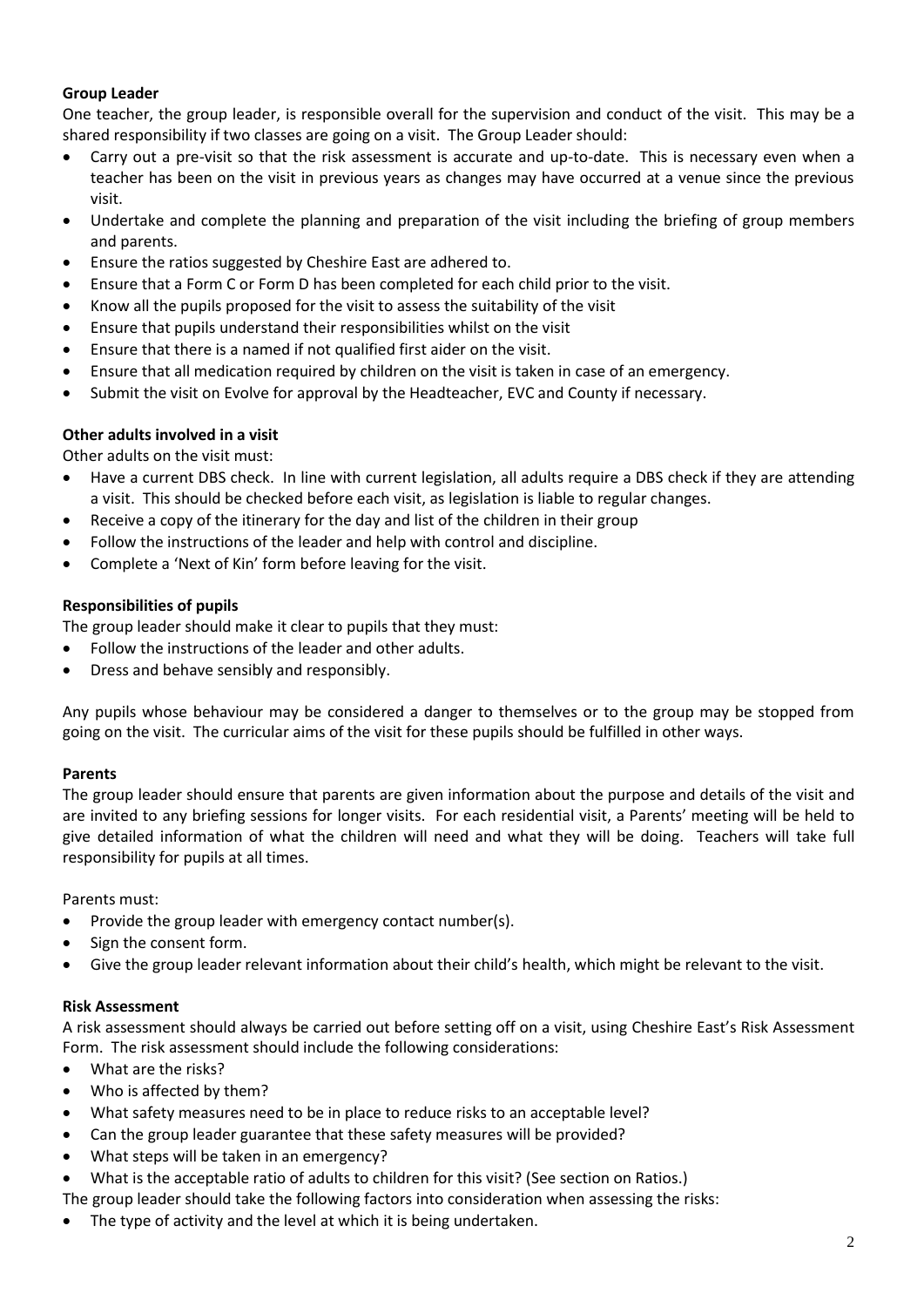**Group Leader**

One teacher, the group leader, is responsible overall for the supervision and conduct of the visit. This may be a shared responsibility if two classes are going on a visit. The Group Leader should:

- Carry out a pre-visit so that the risk assessment is accurate and up-to-date. This is necessary even when a teacher has been on the visit in previous years as changes may have occurred at a venue since the previous visit.
- Undertake and complete the planning and preparation of the visit including the briefing of group members and parents.
- Ensure the ratios suggested by Cheshire East are adhered to.
- Ensure that a Form C or Form D has been completed for each child prior to the visit.
- Know all the pupils proposed for the visit to assess the suitability of the visit
- Ensure that pupils understand their responsibilities whilst on the visit
- Ensure that there is a named if not qualified first aider on the visit.
- Ensure that all medication required by children on the visit is taken in case of an emergency.
- Submit the visit on Evolve for approval by the Headteacher, EVC and County if necessary.

**Other adults involved in a visit**

Other adults on the visit must:

- Have a current DBS check. In line with current legislation, all adults require a DBS check if they are attending a visit. This should be checked before each visit, as legislation is liable to regular changes.
- Receive a copy of the itinerary for the day and list of the children in their group
- Follow the instructions of the leader and help with control and discipline.
- Complete a 'Next of Kin' form before leaving for the visit.

**Responsibilities of pupils**

The group leader should make it clear to pupils that they must:

- Follow the instructions of the leader and other adults.
- Dress and behave sensibly and responsibly.

Any pupils whose behaviour may be considered a danger to themselves or to the group may be stopped from going on the visit. The curricular aims of the visit for these pupils should be fulfilled in other ways.

**Parents**

The group leader should ensure that parents are given information about the purpose and details of the visit and are invited to any briefing sessions for longer visits. For each residential visit, a Parents' meeting will be held to give detailed information of what the children will need and what they will be doing. Teachers will take full responsibility for pupils at all times.

Parents must:

- Provide the group leader with emergency contact number(s).
- Sign the consent form.
- Give the group leader relevant information about their child's health, which might be relevant to the visit.

**Risk Assessment**

A risk assessment should always be carried out before setting off on a visit, using Cheshire East's Risk Assessment Form. The risk assessment should include the following considerations:

- What are the risks?
- Who is affected by them?
- What safety measures need to be in place to reduce risks to an acceptable level?
- Can the group leader guarantee that these safety measures will be provided?
- What steps will be taken in an emergency?
- What is the acceptable ratio of adults to children for this visit? (See section on Ratios.)

The group leader should take the following factors into consideration when assessing the risks:

- The type of activity and the level at which it is being undertaken.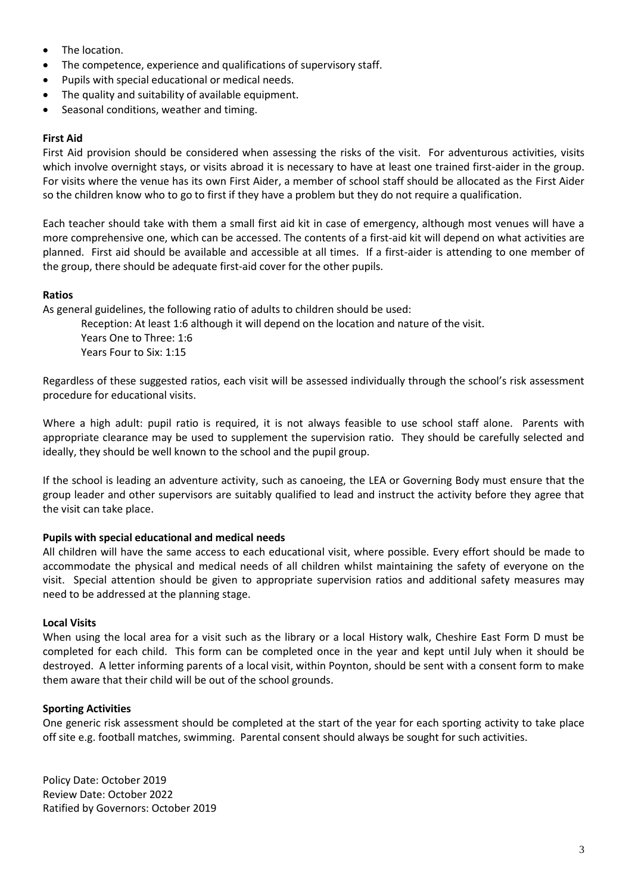- The location.
- The competence, experience and qualifications of supervisory staff.
- Pupils with special educational or medical needs.
- The quality and suitability of available equipment.
- Seasonal conditions, weather and timing.

**First Aid**

First Aid provision should be considered when assessing the risks of the visit. For adventurous activities, visits which involve overnight stays, or visits abroad it is necessary to have at least one trained first-aider in the group. For visits where the venue has its own First Aider, a member of school staff should be allocated as the First Aider so the children know who to go to first if they have a problem but they do not require a qualification.

Each teacher should take with them a small first aid kit in case of emergency, although most venues will have a more comprehensive one, which can be accessed. The contents of a first-aid kit will depend on what activities are planned. First aid should be available and accessible at all times. If a first-aider is attending to one member of the group, there should be adequate first-aid cover for the other pupils.

**Ratios**

As general guidelines, the following ratio of adults to children should be used:

Reception: At least 1:6 although it will depend on the location and nature of the visit.
Years One to Three: 1:6
Years Four to Six: 1:15

Regardless of these suggested ratios, each visit will be assessed individually through the school's risk assessment procedure for educational visits.

Where a high adult: pupil ratio is required, it is not always feasible to use school staff alone. Parents with appropriate clearance may be used to supplement the supervision ratio. They should be carefully selected and ideally, they should be well known to the school and the pupil group.

If the school is leading an adventure activity, such as canoeing, the LEA or Governing Body must ensure that the group leader and other supervisors are suitably qualified to lead and instruct the activity before they agree that the visit can take place.

**Pupils with special educational and medical needs**

All children will have the same access to each educational visit, where possible. Every effort should be made to accommodate the physical and medical needs of all children whilst maintaining the safety of everyone on the visit. Special attention should be given to appropriate supervision ratios and additional safety measures may need to be addressed at the planning stage.

**Local Visits**

When using the local area for a visit such as the library or a local History walk, Cheshire East Form D must be completed for each child. This form can be completed once in the year and kept until July when it should be destroyed. A letter informing parents of a local visit, within Poynton, should be sent with a consent form to make them aware that their child will be out of the school grounds.

**Sporting Activities**

One generic risk assessment should be completed at the start of the year for each sporting activity to take place off site e.g. football matches, swimming. Parental consent should always be sought for such activities.

Policy Date: October 2019
Review Date: October 2022
Ratified by Governors: October 2019